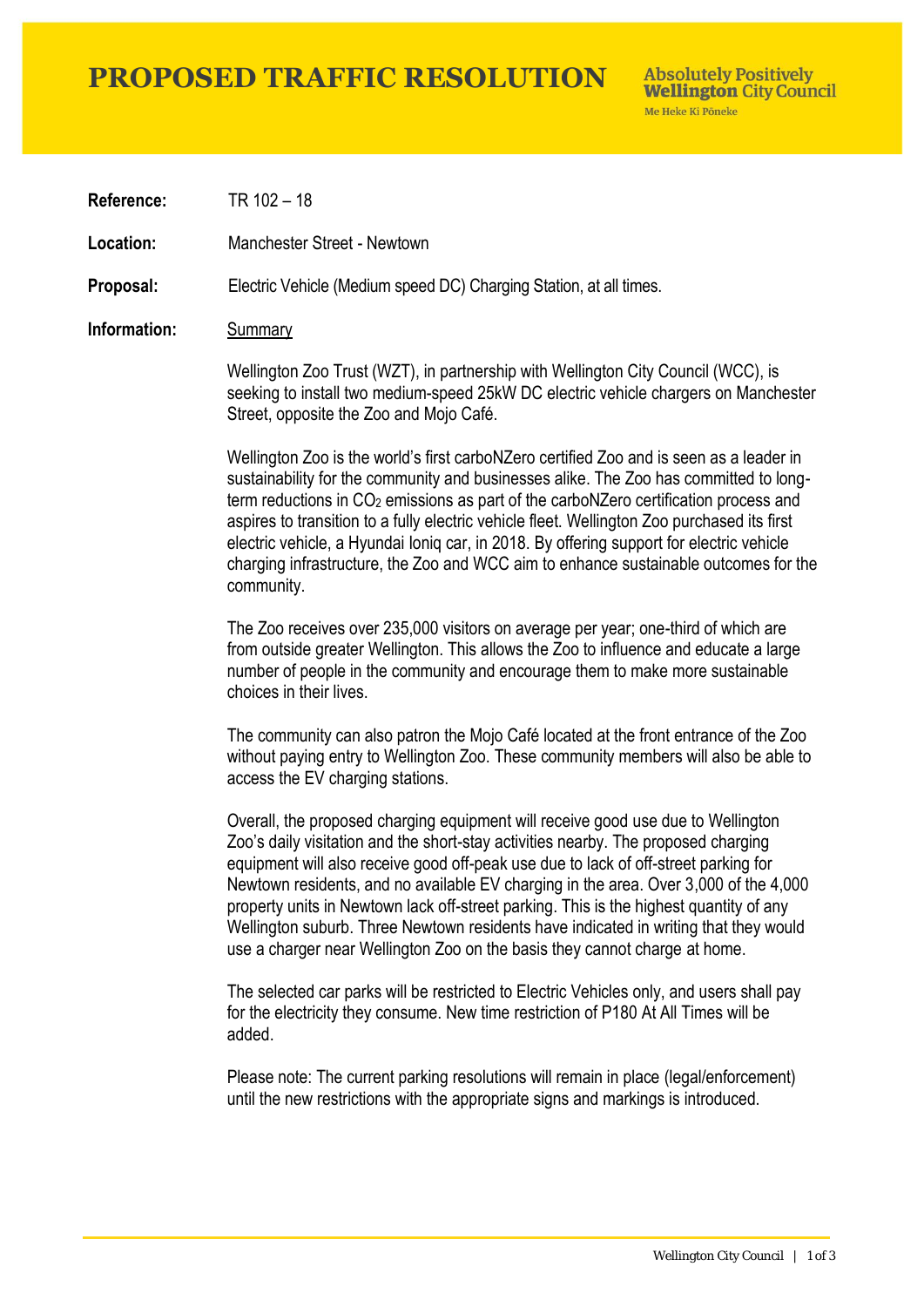# PROPOSED TRAFFIC RESOLUTION

Absolutely Positively **Wellington** City Council
Me Heke Ki Pōneke

**Reference:** TR 102 – 18

**Location:** Manchester Street - Newtown

**Proposal:** Electric Vehicle (Medium speed DC) Charging Station, at all times.

**Information:** Summary

Wellington Zoo Trust (WZT), in partnership with Wellington City Council (WCC), is seeking to install two medium-speed 25kW DC electric vehicle chargers on Manchester Street, opposite the Zoo and Mojo Café.

Wellington Zoo is the world's first carboNZero certified Zoo and is seen as a leader in sustainability for the community and businesses alike. The Zoo has committed to long-term reductions in $CO_2$ emissions as part of the carboNZero certification process and aspires to transition to a fully electric vehicle fleet. Wellington Zoo purchased its first electric vehicle, a Hyundai Ioniq car, in 2018. By offering support for electric vehicle charging infrastructure, the Zoo and WCC aim to enhance sustainable outcomes for the community.

The Zoo receives over 235,000 visitors on average per year; one-third of which are from outside greater Wellington. This allows the Zoo to influence and educate a large number of people in the community and encourage them to make more sustainable choices in their lives.

The community can also patron the Mojo Café located at the front entrance of the Zoo without paying entry to Wellington Zoo. These community members will also be able to access the EV charging stations.

Overall, the proposed charging equipment will receive good use due to Wellington Zoo's daily visitation and the short-stay activities nearby. The proposed charging equipment will also receive good off-peak use due to lack of off-street parking for Newtown residents, and no available EV charging in the area. Over 3,000 of the 4,000 property units in Newtown lack off-street parking. This is the highest quantity of any Wellington suburb. Three Newtown residents have indicated in writing that they would use a charger near Wellington Zoo on the basis they cannot charge at home.

The selected car parks will be restricted to Electric Vehicles only, and users shall pay for the electricity they consume. New time restriction of P180 At All Times will be added.

Please note: The current parking resolutions will remain in place (legal/enforcement) until the new restrictions with the appropriate signs and markings is introduced.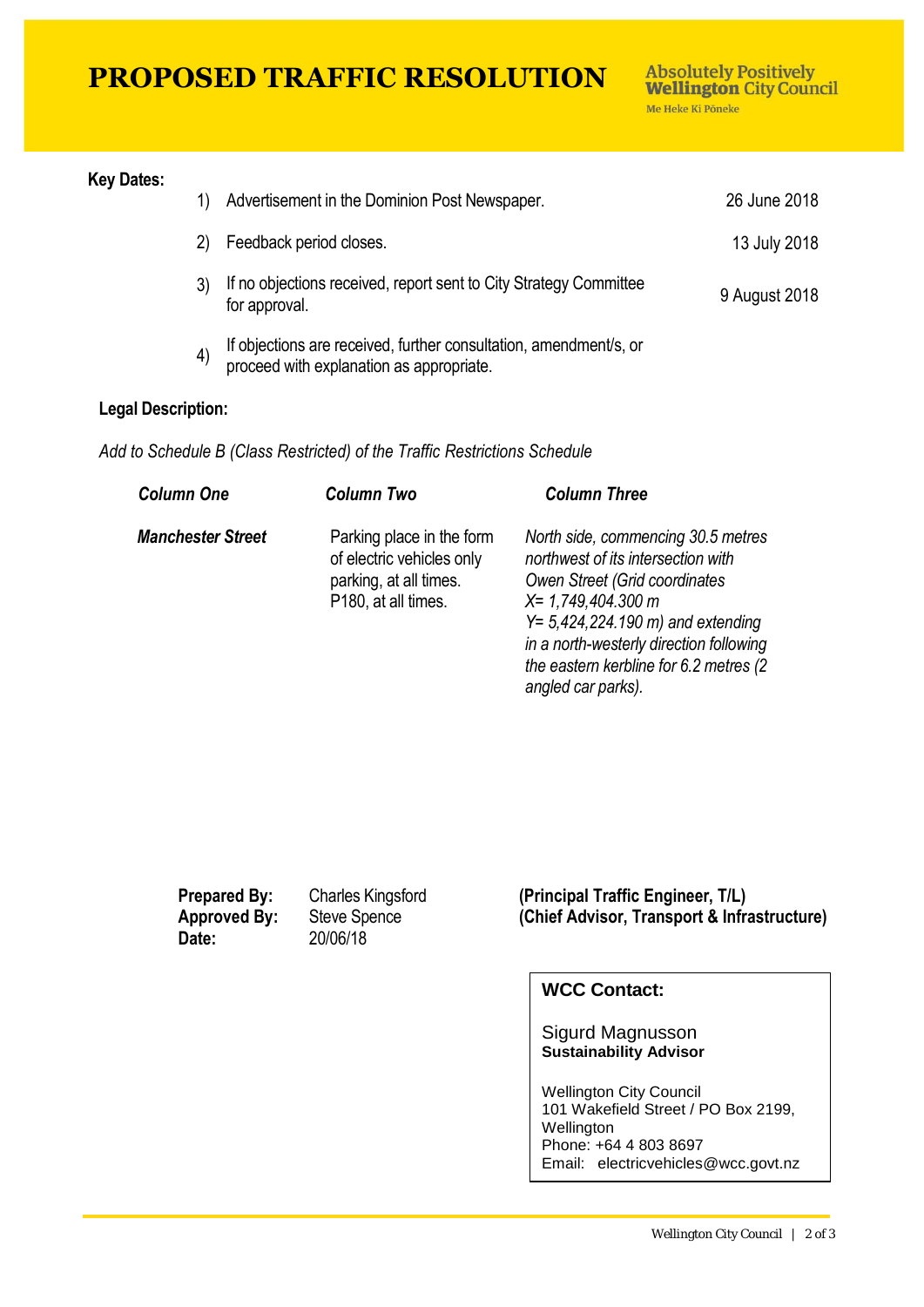# PROPOSED TRAFFIC RESOLUTION

**Absolutely Positively Wellington City Council**
Me Heke Ki Pōneke

**Key Dates:**

1) Advertisement in the Dominion Post Newspaper. — 26 June 2018
2) Feedback period closes. — 13 July 2018
3) If no objections received, report sent to City Strategy Committee for approval. — 9 August 2018
4) If objections are received, further consultation, amendment/s, or proceed with explanation as appropriate.

**Legal Description:**

*Add to Schedule B (Class Restricted) of the Traffic Restrictions Schedule*

| ***Column One*** | ***Column Two*** | ***Column Three*** |
|---|---|---|
| ***Manchester Street*** | Parking place in the form of electric vehicles only parking, at all times. P180, at all times. | *North side, commencing 30.5 metres northwest of its intersection with Owen Street (Grid coordinates X= 1,749,404.300 m Y= 5,424,224.190 m) and extending in a north-westerly direction following the eastern kerbline for 6.2 metres (2 angled car parks).* |

**Prepared By:** Charles Kingsford **(Principal Traffic Engineer, T/L)**
**Approved By:** Steve Spence **(Chief Advisor, Transport & Infrastructure)**
**Date:** 20/06/18

**WCC Contact:**

Sigurd Magnusson
**Sustainability Advisor**

Wellington City Council
101 Wakefield Street / PO Box 2199, Wellington
Phone: +64 4 803 8697
Email: electricvehicles@wcc.govt.nz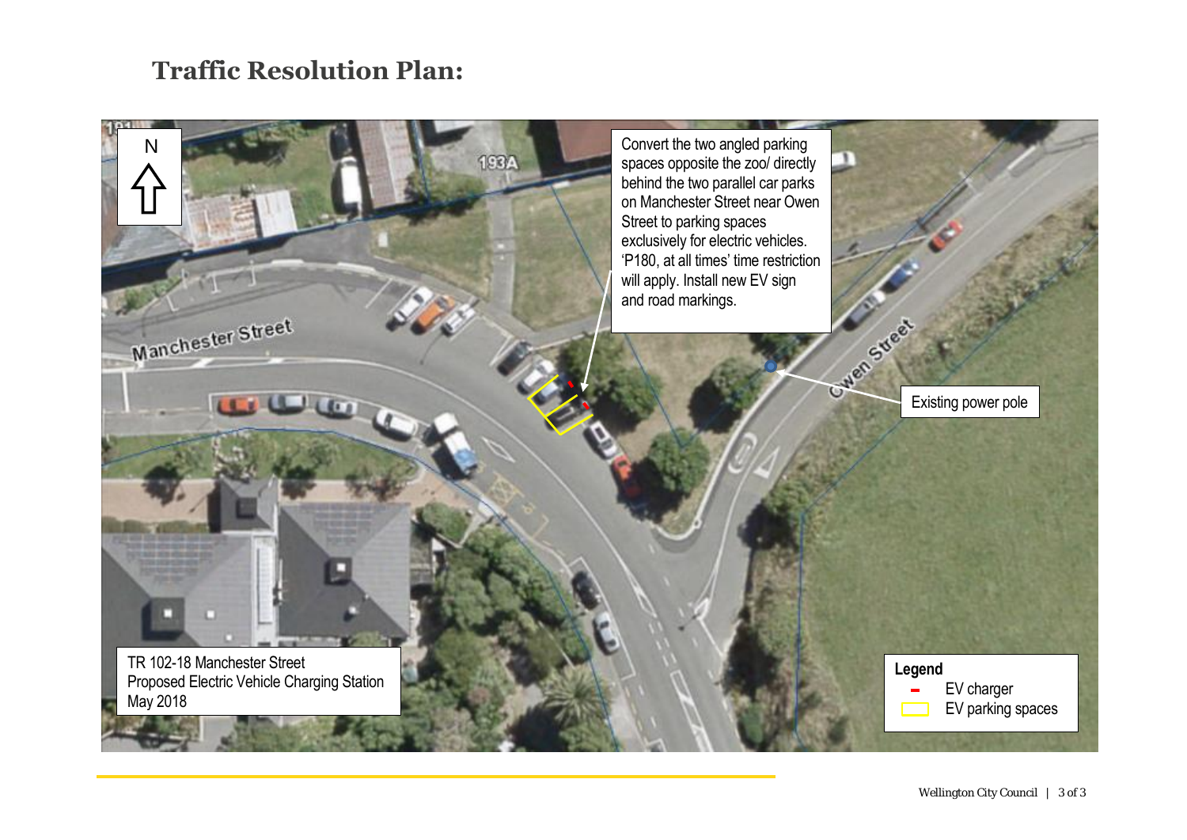## Traffic Resolution Plan:

N

Convert the two angled parking spaces opposite the zoo/ directly behind the two parallel car parks on Manchester Street near Owen Street to parking spaces exclusively for electric vehicles. 'P180, at all times' time restriction will apply. Install new EV sign and road markings.

193A

Manchester Street

Owen Street

Existing power pole

TR 102-18 Manchester Street
Proposed Electric Vehicle Charging Station
May 2018

**Legend**

EV charger

EV parking spaces